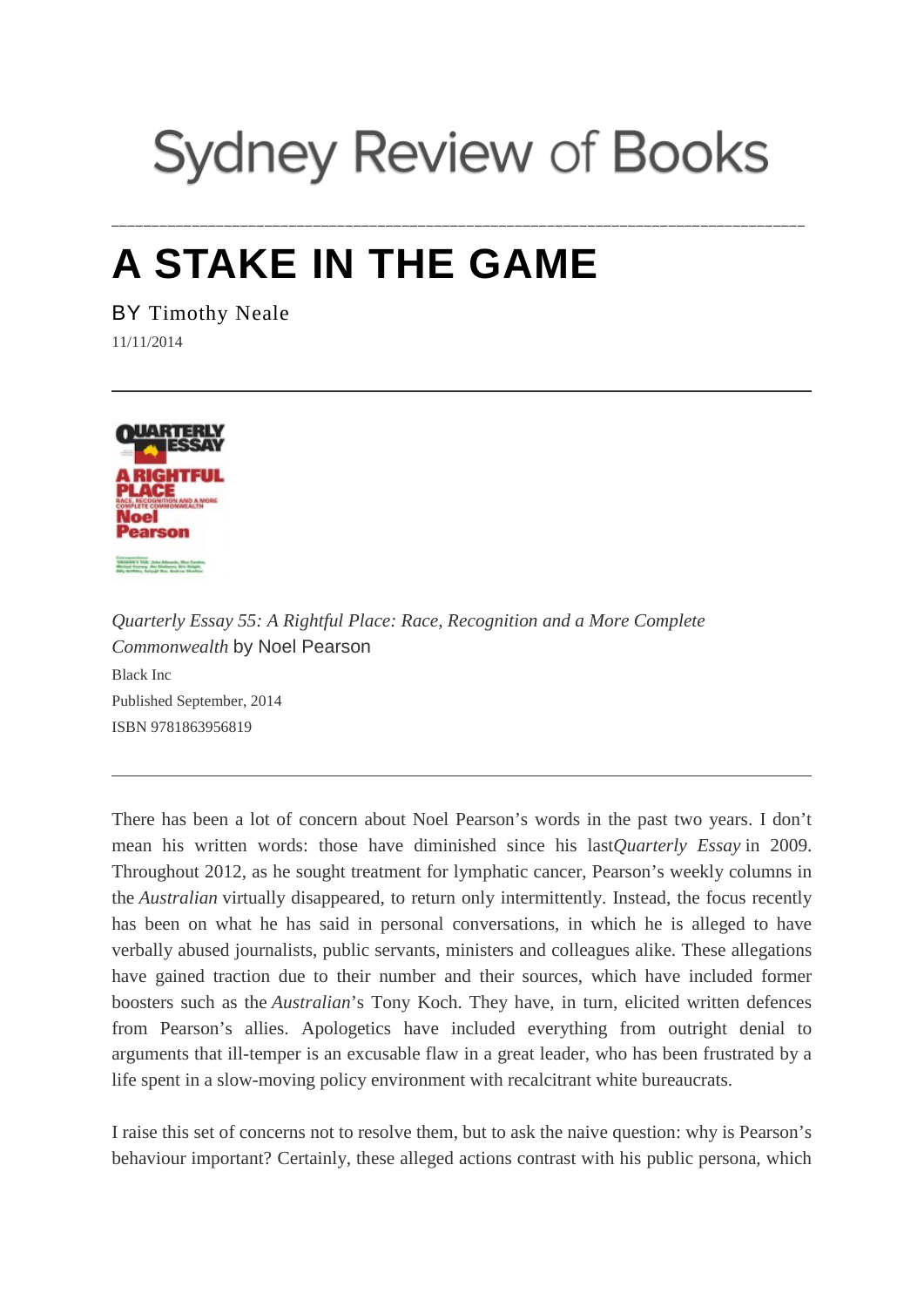Sydney Review of Books

# A STAKE IN THE GAME

BY Timothy Neale

11/11/2014

---

*Quarterly Essay 55: A Rightful Place: Race, Recognition and a More Complete Commonwealth* by Noel Pearson

Black Inc

Published September, 2014

ISBN 9781863956819

---

There has been a lot of concern about Noel Pearson's words in the past two years. I don't mean his written words: those have diminished since his last *Quarterly Essay* in 2009. Throughout 2012, as he sought treatment for lymphatic cancer, Pearson's weekly columns in the *Australian* virtually disappeared, to return only intermittently. Instead, the focus recently has been on what he has said in personal conversations, in which he is alleged to have verbally abused journalists, public servants, ministers and colleagues alike. These allegations have gained traction due to their number and their sources, which have included former boosters such as the *Australian*'s Tony Koch. They have, in turn, elicited written defences from Pearson's allies. Apologetics have included everything from outright denial to arguments that ill-temper is an excusable flaw in a great leader, who has been frustrated by a life spent in a slow-moving policy environment with recalcitrant white bureaucrats.

I raise this set of concerns not to resolve them, but to ask the naive question: why is Pearson's behaviour important? Certainly, these alleged actions contrast with his public persona, which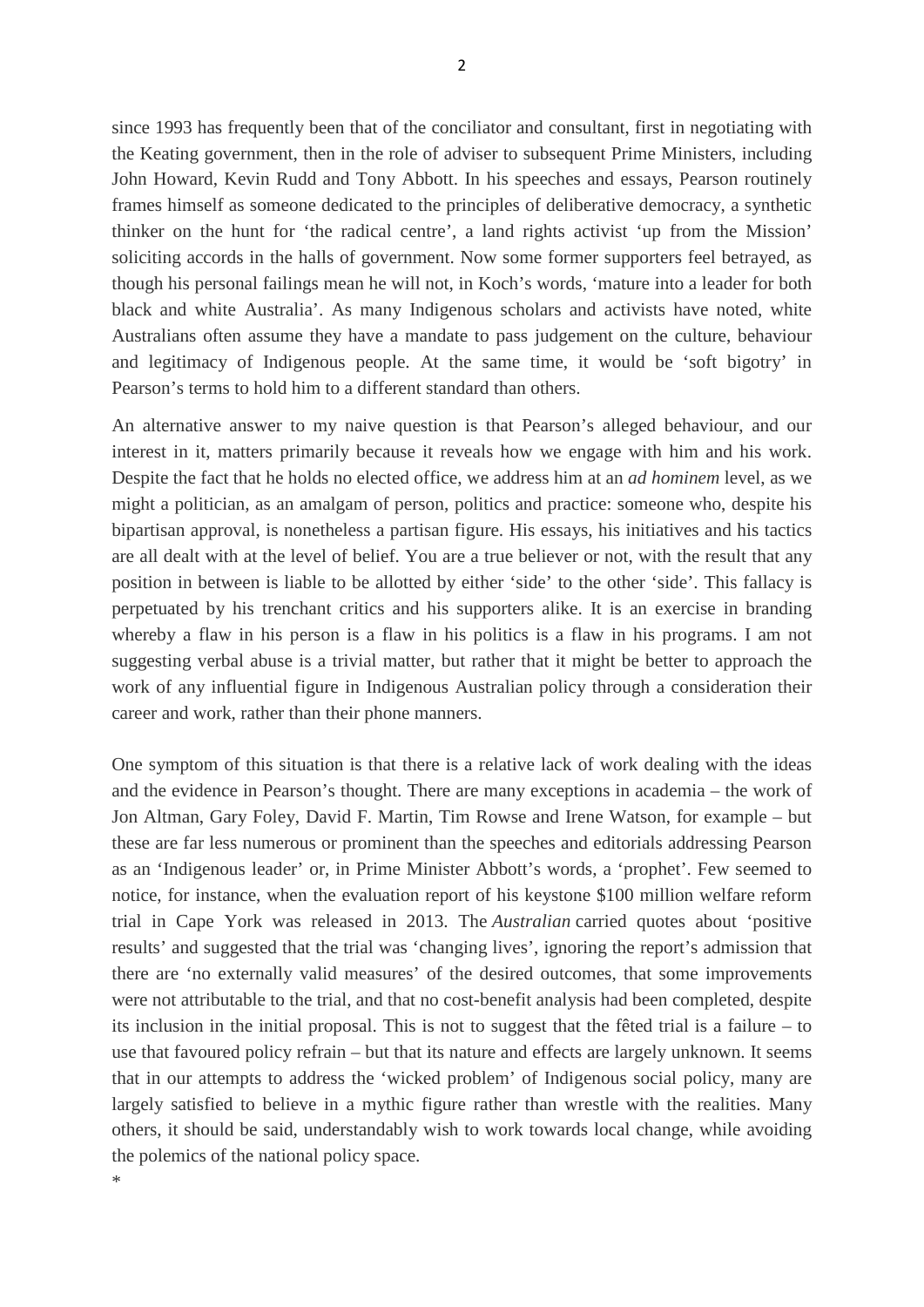since 1993 has frequently been that of the conciliator and consultant, first in negotiating with the Keating government, then in the role of adviser to subsequent Prime Ministers, including John Howard, Kevin Rudd and Tony Abbott. In his speeches and essays, Pearson routinely frames himself as someone dedicated to the principles of deliberative democracy, a synthetic thinker on the hunt for 'the radical centre', a land rights activist 'up from the Mission' soliciting accords in the halls of government. Now some former supporters feel betrayed, as though his personal failings mean he will not, in Koch's words, 'mature into a leader for both black and white Australia'. As many Indigenous scholars and activists have noted, white Australians often assume they have a mandate to pass judgement on the culture, behaviour and legitimacy of Indigenous people. At the same time, it would be 'soft bigotry' in Pearson's terms to hold him to a different standard than others.

An alternative answer to my naive question is that Pearson's alleged behaviour, and our interest in it, matters primarily because it reveals how we engage with him and his work. Despite the fact that he holds no elected office, we address him at an *ad hominem* level, as we might a politician, as an amalgam of person, politics and practice: someone who, despite his bipartisan approval, is nonetheless a partisan figure. His essays, his initiatives and his tactics are all dealt with at the level of belief. You are a true believer or not, with the result that any position in between is liable to be allotted by either 'side' to the other 'side'. This fallacy is perpetuated by his trenchant critics and his supporters alike. It is an exercise in branding whereby a flaw in his person is a flaw in his politics is a flaw in his programs. I am not suggesting verbal abuse is a trivial matter, but rather that it might be better to approach the work of any influential figure in Indigenous Australian policy through a consideration their career and work, rather than their phone manners.

One symptom of this situation is that there is a relative lack of work dealing with the ideas and the evidence in Pearson's thought. There are many exceptions in academia – the work of Jon Altman, Gary Foley, David F. Martin, Tim Rowse and Irene Watson, for example – but these are far less numerous or prominent than the speeches and editorials addressing Pearson as an 'Indigenous leader' or, in Prime Minister Abbott's words, a 'prophet'. Few seemed to notice, for instance, when the evaluation report of his keystone $100 million welfare reform trial in Cape York was released in 2013. The *Australian* carried quotes about 'positive results' and suggested that the trial was 'changing lives', ignoring the report's admission that there are 'no externally valid measures' of the desired outcomes, that some improvements were not attributable to the trial, and that no cost-benefit analysis had been completed, despite its inclusion in the initial proposal. This is not to suggest that the fêted trial is a failure – to use that favoured policy refrain – but that its nature and effects are largely unknown. It seems that in our attempts to address the 'wicked problem' of Indigenous social policy, many are largely satisfied to believe in a mythic figure rather than wrestle with the realities. Many others, it should be said, understandably wish to work towards local change, while avoiding the polemics of the national policy space.

*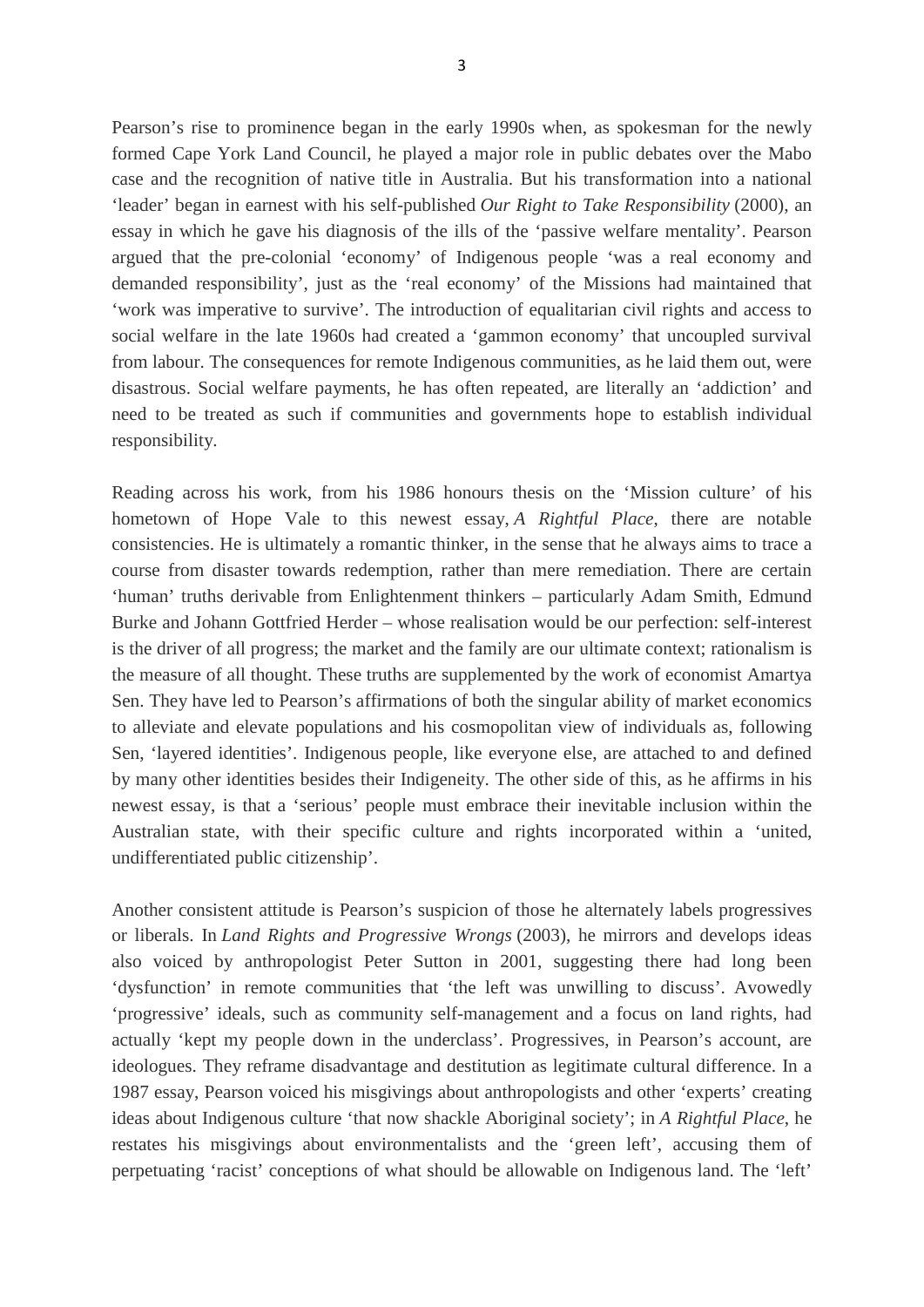Pearson's rise to prominence began in the early 1990s when, as spokesman for the newly formed Cape York Land Council, he played a major role in public debates over the Mabo case and the recognition of native title in Australia. But his transformation into a national 'leader' began in earnest with his self-published *Our Right to Take Responsibility* (2000), an essay in which he gave his diagnosis of the ills of the 'passive welfare mentality'. Pearson argued that the pre-colonial 'economy' of Indigenous people 'was a real economy and demanded responsibility', just as the 'real economy' of the Missions had maintained that 'work was imperative to survive'. The introduction of equalitarian civil rights and access to social welfare in the late 1960s had created a 'gammon economy' that uncoupled survival from labour. The consequences for remote Indigenous communities, as he laid them out, were disastrous. Social welfare payments, he has often repeated, are literally an 'addiction' and need to be treated as such if communities and governments hope to establish individual responsibility.

Reading across his work, from his 1986 honours thesis on the 'Mission culture' of his hometown of Hope Vale to this newest essay, *A Rightful Place*, there are notable consistencies. He is ultimately a romantic thinker, in the sense that he always aims to trace a course from disaster towards redemption, rather than mere remediation. There are certain 'human' truths derivable from Enlightenment thinkers – particularly Adam Smith, Edmund Burke and Johann Gottfried Herder – whose realisation would be our perfection: self-interest is the driver of all progress; the market and the family are our ultimate context; rationalism is the measure of all thought. These truths are supplemented by the work of economist Amartya Sen. They have led to Pearson's affirmations of both the singular ability of market economics to alleviate and elevate populations and his cosmopolitan view of individuals as, following Sen, 'layered identities'. Indigenous people, like everyone else, are attached to and defined by many other identities besides their Indigeneity. The other side of this, as he affirms in his newest essay, is that a 'serious' people must embrace their inevitable inclusion within the Australian state, with their specific culture and rights incorporated within a 'united, undifferentiated public citizenship'.

Another consistent attitude is Pearson's suspicion of those he alternately labels progressives or liberals. In *Land Rights and Progressive Wrongs* (2003), he mirrors and develops ideas also voiced by anthropologist Peter Sutton in 2001, suggesting there had long been 'dysfunction' in remote communities that 'the left was unwilling to discuss'. Avowedly 'progressive' ideals, such as community self-management and a focus on land rights, had actually 'kept my people down in the underclass'. Progressives, in Pearson's account, are ideologues. They reframe disadvantage and destitution as legitimate cultural difference. In a 1987 essay, Pearson voiced his misgivings about anthropologists and other 'experts' creating ideas about Indigenous culture 'that now shackle Aboriginal society'; in *A Rightful Place*, he restates his misgivings about environmentalists and the 'green left', accusing them of perpetuating 'racist' conceptions of what should be allowable on Indigenous land. The 'left'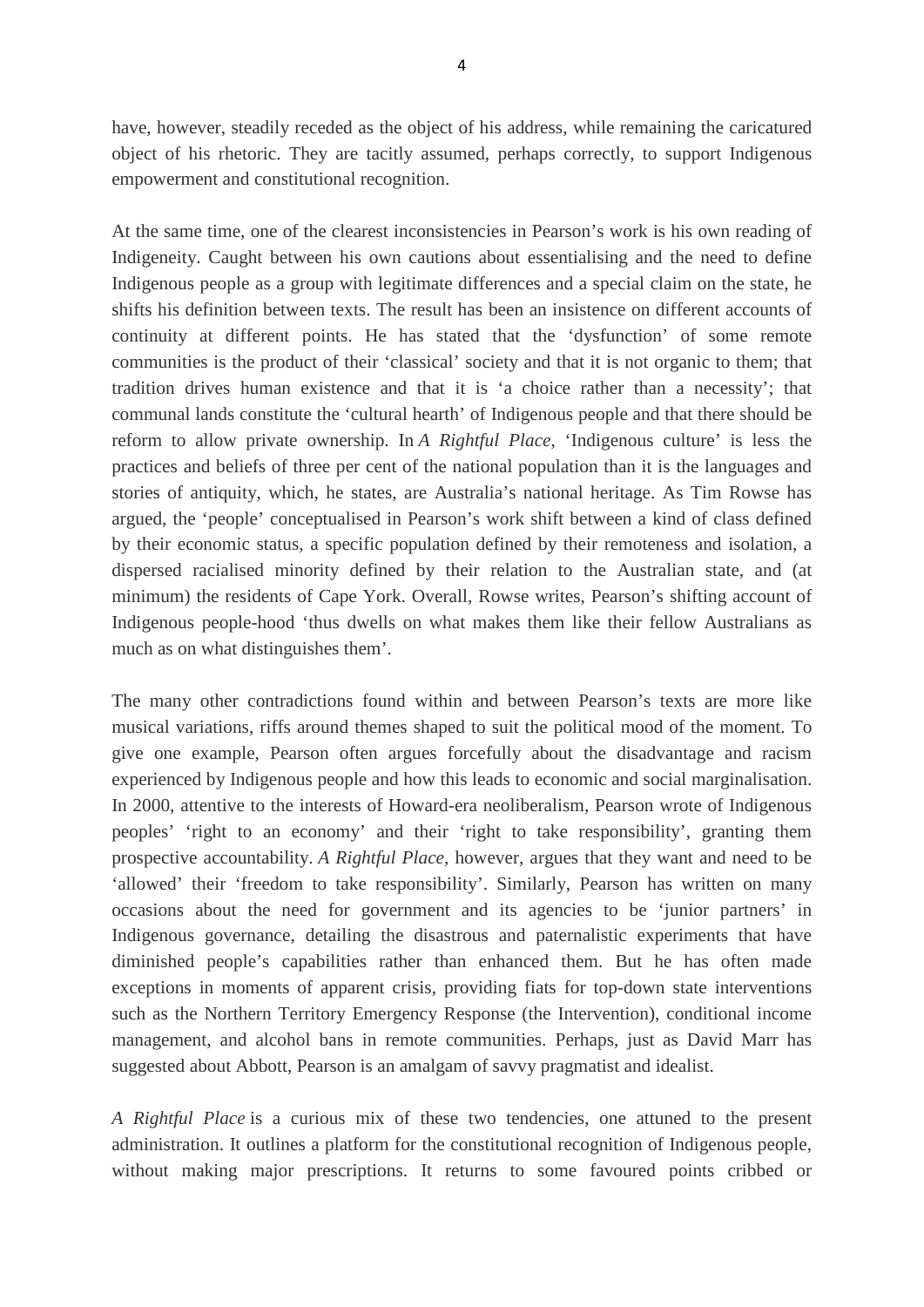have, however, steadily receded as the object of his address, while remaining the caricatured object of his rhetoric. They are tacitly assumed, perhaps correctly, to support Indigenous empowerment and constitutional recognition.

At the same time, one of the clearest inconsistencies in Pearson's work is his own reading of Indigeneity. Caught between his own cautions about essentialising and the need to define Indigenous people as a group with legitimate differences and a special claim on the state, he shifts his definition between texts. The result has been an insistence on different accounts of continuity at different points. He has stated that the 'dysfunction' of some remote communities is the product of their 'classical' society and that it is not organic to them; that tradition drives human existence and that it is 'a choice rather than a necessity'; that communal lands constitute the 'cultural hearth' of Indigenous people and that there should be reform to allow private ownership. In *A Rightful Place*, 'Indigenous culture' is less the practices and beliefs of three per cent of the national population than it is the languages and stories of antiquity, which, he states, are Australia's national heritage. As Tim Rowse has argued, the 'people' conceptualised in Pearson's work shift between a kind of class defined by their economic status, a specific population defined by their remoteness and isolation, a dispersed racialised minority defined by their relation to the Australian state, and (at minimum) the residents of Cape York. Overall, Rowse writes, Pearson's shifting account of Indigenous people-hood 'thus dwells on what makes them like their fellow Australians as much as on what distinguishes them'.

The many other contradictions found within and between Pearson's texts are more like musical variations, riffs around themes shaped to suit the political mood of the moment. To give one example, Pearson often argues forcefully about the disadvantage and racism experienced by Indigenous people and how this leads to economic and social marginalisation. In 2000, attentive to the interests of Howard-era neoliberalism, Pearson wrote of Indigenous peoples' 'right to an economy' and their 'right to take responsibility', granting them prospective accountability. *A Rightful Place*, however, argues that they want and need to be 'allowed' their 'freedom to take responsibility'. Similarly, Pearson has written on many occasions about the need for government and its agencies to be 'junior partners' in Indigenous governance, detailing the disastrous and paternalistic experiments that have diminished people's capabilities rather than enhanced them. But he has often made exceptions in moments of apparent crisis, providing fiats for top-down state interventions such as the Northern Territory Emergency Response (the Intervention), conditional income management, and alcohol bans in remote communities. Perhaps, just as David Marr has suggested about Abbott, Pearson is an amalgam of savvy pragmatist and idealist.

*A Rightful Place* is a curious mix of these two tendencies, one attuned to the present administration. It outlines a platform for the constitutional recognition of Indigenous people, without making major prescriptions. It returns to some favoured points cribbed or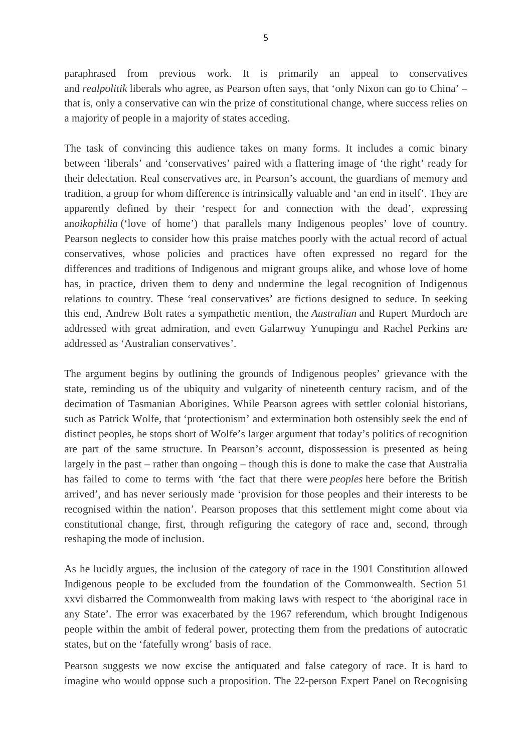paraphrased from previous work. It is primarily an appeal to conservatives and *realpolitik* liberals who agree, as Pearson often says, that 'only Nixon can go to China' – that is, only a conservative can win the prize of constitutional change, where success relies on a majority of people in a majority of states acceding.

The task of convincing this audience takes on many forms. It includes a comic binary between 'liberals' and 'conservatives' paired with a flattering image of 'the right' ready for their delectation. Real conservatives are, in Pearson's account, the guardians of memory and tradition, a group for whom difference is intrinsically valuable and 'an end in itself'. They are apparently defined by their 'respect for and connection with the dead', expressing an*oikophilia* ('love of home') that parallels many Indigenous peoples' love of country. Pearson neglects to consider how this praise matches poorly with the actual record of actual conservatives, whose policies and practices have often expressed no regard for the differences and traditions of Indigenous and migrant groups alike, and whose love of home has, in practice, driven them to deny and undermine the legal recognition of Indigenous relations to country. These 'real conservatives' are fictions designed to seduce. In seeking this end, Andrew Bolt rates a sympathetic mention, the *Australian* and Rupert Murdoch are addressed with great admiration, and even Galarrwuy Yunupingu and Rachel Perkins are addressed as 'Australian conservatives'.

The argument begins by outlining the grounds of Indigenous peoples' grievance with the state, reminding us of the ubiquity and vulgarity of nineteenth century racism, and of the decimation of Tasmanian Aborigines. While Pearson agrees with settler colonial historians, such as Patrick Wolfe, that 'protectionism' and extermination both ostensibly seek the end of distinct peoples, he stops short of Wolfe's larger argument that today's politics of recognition are part of the same structure. In Pearson's account, dispossession is presented as being largely in the past – rather than ongoing – though this is done to make the case that Australia has failed to come to terms with 'the fact that there were *peoples* here before the British arrived', and has never seriously made 'provision for those peoples and their interests to be recognised within the nation'. Pearson proposes that this settlement might come about via constitutional change, first, through refiguring the category of race and, second, through reshaping the mode of inclusion.

As he lucidly argues, the inclusion of the category of race in the 1901 Constitution allowed Indigenous people to be excluded from the foundation of the Commonwealth. Section 51 xxvi disbarred the Commonwealth from making laws with respect to 'the aboriginal race in any State'. The error was exacerbated by the 1967 referendum, which brought Indigenous people within the ambit of federal power, protecting them from the predations of autocratic states, but on the 'fatefully wrong' basis of race.

Pearson suggests we now excise the antiquated and false category of race. It is hard to imagine who would oppose such a proposition. The 22-person Expert Panel on Recognising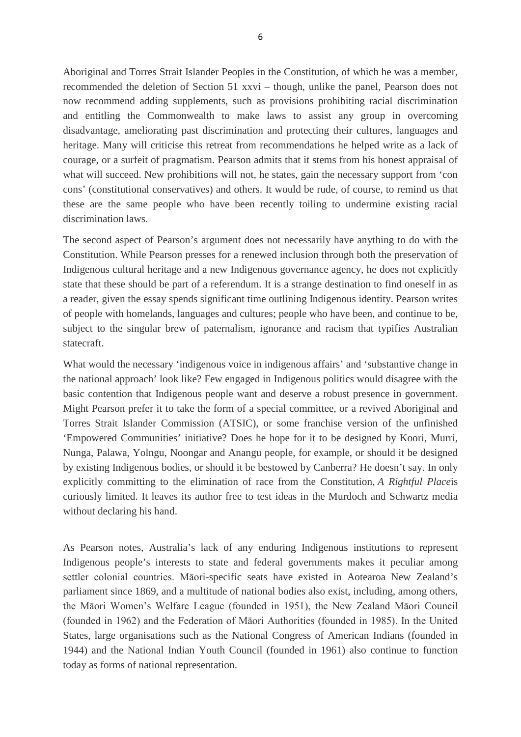Aboriginal and Torres Strait Islander Peoples in the Constitution, of which he was a member, recommended the deletion of Section 51 xxvi – though, unlike the panel, Pearson does not now recommend adding supplements, such as provisions prohibiting racial discrimination and entitling the Commonwealth to make laws to assist any group in overcoming disadvantage, ameliorating past discrimination and protecting their cultures, languages and heritage. Many will criticise this retreat from recommendations he helped write as a lack of courage, or a surfeit of pragmatism. Pearson admits that it stems from his honest appraisal of what will succeed. New prohibitions will not, he states, gain the necessary support from 'con cons' (constitutional conservatives) and others. It would be rude, of course, to remind us that these are the same people who have been recently toiling to undermine existing racial discrimination laws.

The second aspect of Pearson's argument does not necessarily have anything to do with the Constitution. While Pearson presses for a renewed inclusion through both the preservation of Indigenous cultural heritage and a new Indigenous governance agency, he does not explicitly state that these should be part of a referendum. It is a strange destination to find oneself in as a reader, given the essay spends significant time outlining Indigenous identity. Pearson writes of people with homelands, languages and cultures; people who have been, and continue to be, subject to the singular brew of paternalism, ignorance and racism that typifies Australian statecraft.

What would the necessary 'indigenous voice in indigenous affairs' and 'substantive change in the national approach' look like? Few engaged in Indigenous politics would disagree with the basic contention that Indigenous people want and deserve a robust presence in government. Might Pearson prefer it to take the form of a special committee, or a revived Aboriginal and Torres Strait Islander Commission (ATSIC), or some franchise version of the unfinished 'Empowered Communities' initiative? Does he hope for it to be designed by Koori, Murri, Nunga, Palawa, Yolngu, Noongar and Anangu people, for example, or should it be designed by existing Indigenous bodies, or should it be bestowed by Canberra? He doesn't say. In only explicitly committing to the elimination of race from the Constitution, *A Rightful Place*is curiously limited. It leaves its author free to test ideas in the Murdoch and Schwartz media without declaring his hand.

As Pearson notes, Australia's lack of any enduring Indigenous institutions to represent Indigenous people's interests to state and federal governments makes it peculiar among settler colonial countries. Māori-specific seats have existed in Aotearoa New Zealand's parliament since 1869, and a multitude of national bodies also exist, including, among others, the Māori Women's Welfare League (founded in 1951), the New Zealand Māori Council (founded in 1962) and the Federation of Māori Authorities (founded in 1985). In the United States, large organisations such as the National Congress of American Indians (founded in 1944) and the National Indian Youth Council (founded in 1961) also continue to function today as forms of national representation.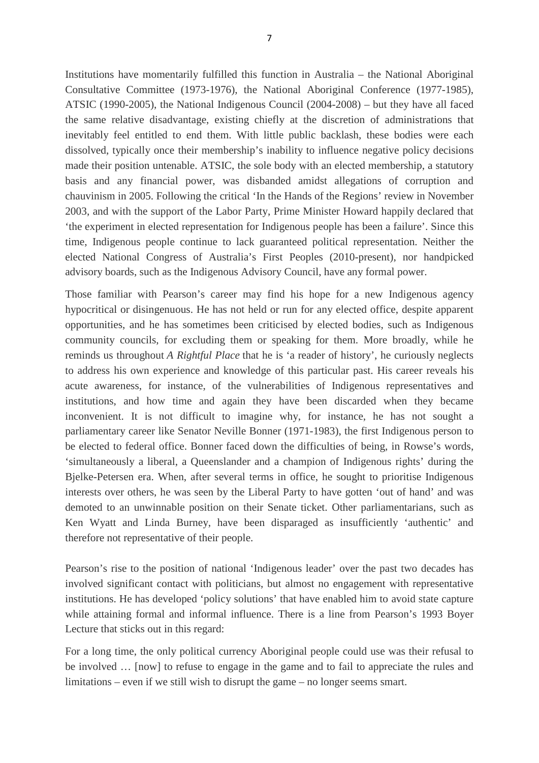Institutions have momentarily fulfilled this function in Australia – the National Aboriginal Consultative Committee (1973-1976), the National Aboriginal Conference (1977-1985), ATSIC (1990-2005), the National Indigenous Council (2004-2008) – but they have all faced the same relative disadvantage, existing chiefly at the discretion of administrations that inevitably feel entitled to end them. With little public backlash, these bodies were each dissolved, typically once their membership's inability to influence negative policy decisions made their position untenable. ATSIC, the sole body with an elected membership, a statutory basis and any financial power, was disbanded amidst allegations of corruption and chauvinism in 2005. Following the critical 'In the Hands of the Regions' review in November 2003, and with the support of the Labor Party, Prime Minister Howard happily declared that 'the experiment in elected representation for Indigenous people has been a failure'. Since this time, Indigenous people continue to lack guaranteed political representation. Neither the elected National Congress of Australia's First Peoples (2010-present), nor handpicked advisory boards, such as the Indigenous Advisory Council, have any formal power.

Those familiar with Pearson's career may find his hope for a new Indigenous agency hypocritical or disingenuous. He has not held or run for any elected office, despite apparent opportunities, and he has sometimes been criticised by elected bodies, such as Indigenous community councils, for excluding them or speaking for them. More broadly, while he reminds us throughout *A Rightful Place* that he is 'a reader of history', he curiously neglects to address his own experience and knowledge of this particular past. His career reveals his acute awareness, for instance, of the vulnerabilities of Indigenous representatives and institutions, and how time and again they have been discarded when they became inconvenient. It is not difficult to imagine why, for instance, he has not sought a parliamentary career like Senator Neville Bonner (1971-1983), the first Indigenous person to be elected to federal office. Bonner faced down the difficulties of being, in Rowse's words, 'simultaneously a liberal, a Queenslander and a champion of Indigenous rights' during the Bjelke-Petersen era. When, after several terms in office, he sought to prioritise Indigenous interests over others, he was seen by the Liberal Party to have gotten 'out of hand' and was demoted to an unwinnable position on their Senate ticket. Other parliamentarians, such as Ken Wyatt and Linda Burney, have been disparaged as insufficiently 'authentic' and therefore not representative of their people.

Pearson's rise to the position of national 'Indigenous leader' over the past two decades has involved significant contact with politicians, but almost no engagement with representative institutions. He has developed 'policy solutions' that have enabled him to avoid state capture while attaining formal and informal influence. There is a line from Pearson's 1993 Boyer Lecture that sticks out in this regard:

For a long time, the only political currency Aboriginal people could use was their refusal to be involved … [now] to refuse to engage in the game and to fail to appreciate the rules and limitations – even if we still wish to disrupt the game – no longer seems smart.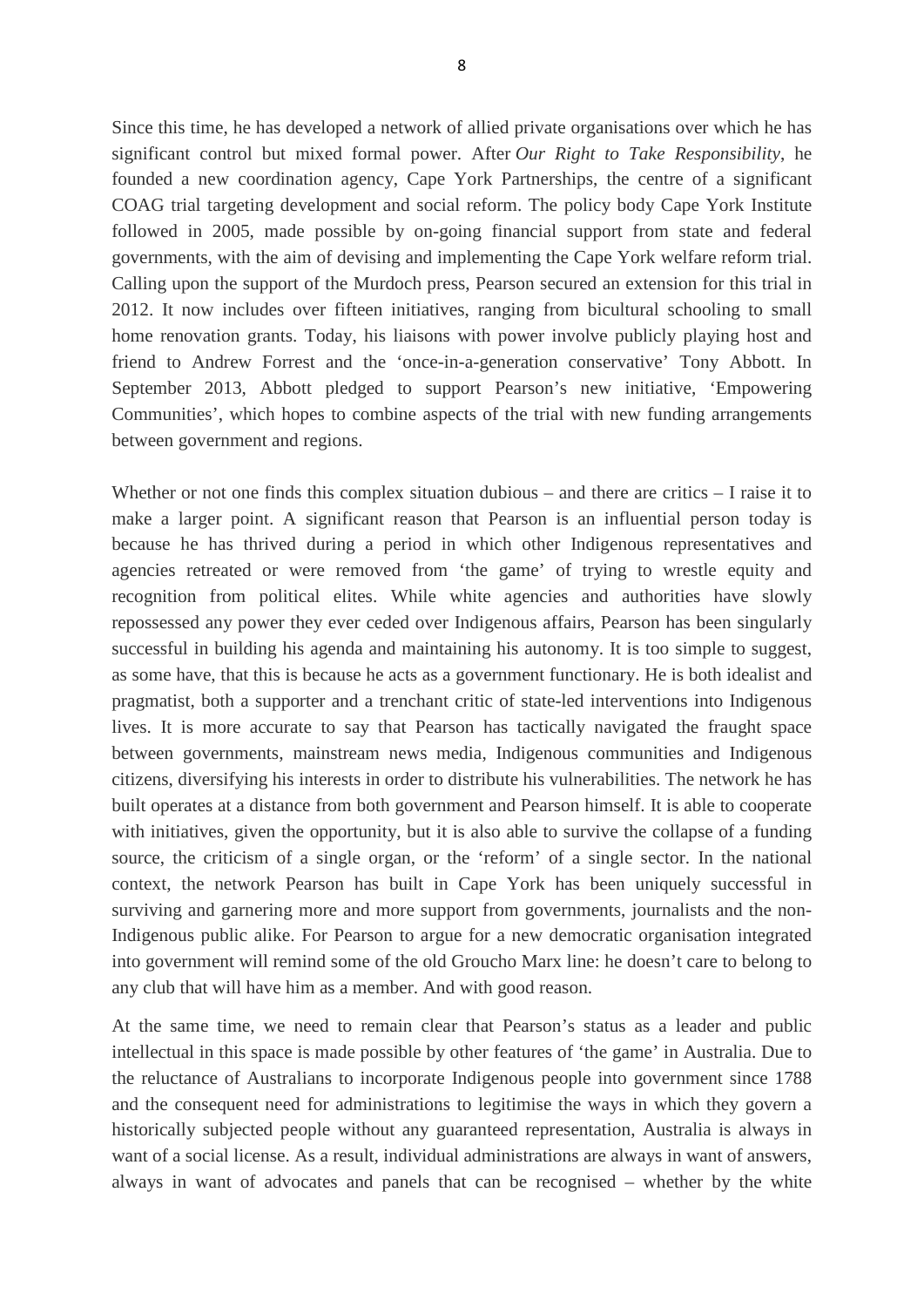Since this time, he has developed a network of allied private organisations over which he has significant control but mixed formal power. After *Our Right to Take Responsibility*, he founded a new coordination agency, Cape York Partnerships, the centre of a significant COAG trial targeting development and social reform. The policy body Cape York Institute followed in 2005, made possible by on-going financial support from state and federal governments, with the aim of devising and implementing the Cape York welfare reform trial. Calling upon the support of the Murdoch press, Pearson secured an extension for this trial in 2012. It now includes over fifteen initiatives, ranging from bicultural schooling to small home renovation grants. Today, his liaisons with power involve publicly playing host and friend to Andrew Forrest and the 'once-in-a-generation conservative' Tony Abbott. In September 2013, Abbott pledged to support Pearson's new initiative, 'Empowering Communities', which hopes to combine aspects of the trial with new funding arrangements between government and regions.

Whether or not one finds this complex situation dubious – and there are critics – I raise it to make a larger point. A significant reason that Pearson is an influential person today is because he has thrived during a period in which other Indigenous representatives and agencies retreated or were removed from 'the game' of trying to wrestle equity and recognition from political elites. While white agencies and authorities have slowly repossessed any power they ever ceded over Indigenous affairs, Pearson has been singularly successful in building his agenda and maintaining his autonomy. It is too simple to suggest, as some have, that this is because he acts as a government functionary. He is both idealist and pragmatist, both a supporter and a trenchant critic of state-led interventions into Indigenous lives. It is more accurate to say that Pearson has tactically navigated the fraught space between governments, mainstream news media, Indigenous communities and Indigenous citizens, diversifying his interests in order to distribute his vulnerabilities. The network he has built operates at a distance from both government and Pearson himself. It is able to cooperate with initiatives, given the opportunity, but it is also able to survive the collapse of a funding source, the criticism of a single organ, or the 'reform' of a single sector. In the national context, the network Pearson has built in Cape York has been uniquely successful in surviving and garnering more and more support from governments, journalists and the non-Indigenous public alike. For Pearson to argue for a new democratic organisation integrated into government will remind some of the old Groucho Marx line: he doesn't care to belong to any club that will have him as a member. And with good reason.

At the same time, we need to remain clear that Pearson's status as a leader and public intellectual in this space is made possible by other features of 'the game' in Australia. Due to the reluctance of Australians to incorporate Indigenous people into government since 1788 and the consequent need for administrations to legitimise the ways in which they govern a historically subjected people without any guaranteed representation, Australia is always in want of a social license. As a result, individual administrations are always in want of answers, always in want of advocates and panels that can be recognised – whether by the white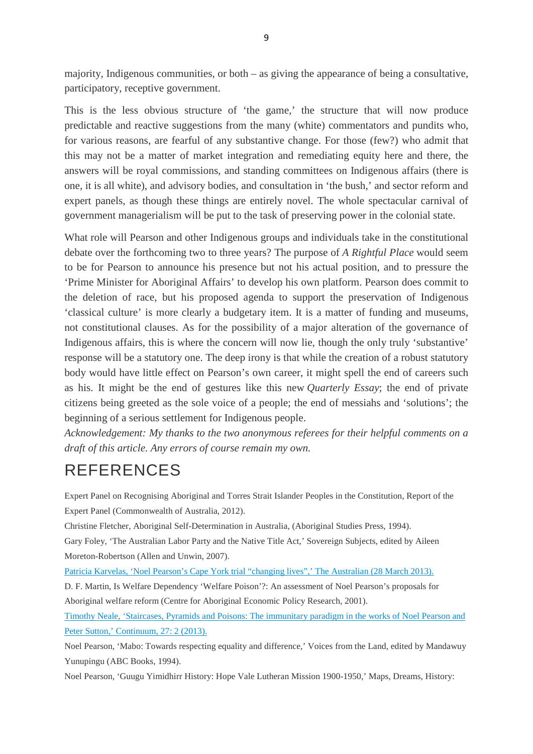majority, Indigenous communities, or both – as giving the appearance of being a consultative, participatory, receptive government.

This is the less obvious structure of 'the game,' the structure that will now produce predictable and reactive suggestions from the many (white) commentators and pundits who, for various reasons, are fearful of any substantive change. For those (few?) who admit that this may not be a matter of market integration and remediating equity here and there, the answers will be royal commissions, and standing committees on Indigenous affairs (there is one, it is all white), and advisory bodies, and consultation in 'the bush,' and sector reform and expert panels, as though these things are entirely novel. The whole spectacular carnival of government managerialism will be put to the task of preserving power in the colonial state.

What role will Pearson and other Indigenous groups and individuals take in the constitutional debate over the forthcoming two to three years? The purpose of *A Rightful Place* would seem to be for Pearson to announce his presence but not his actual position, and to pressure the 'Prime Minister for Aboriginal Affairs' to develop his own platform. Pearson does commit to the deletion of race, but his proposed agenda to support the preservation of Indigenous 'classical culture' is more clearly a budgetary item. It is a matter of funding and museums, not constitutional clauses. As for the possibility of a major alteration of the governance of Indigenous affairs, this is where the concern will now lie, though the only truly 'substantive' response will be a statutory one. The deep irony is that while the creation of a robust statutory body would have little effect on Pearson's own career, it might spell the end of careers such as his. It might be the end of gestures like this new *Quarterly Essay*; the end of private citizens being greeted as the sole voice of a people; the end of messiahs and 'solutions'; the beginning of a serious settlement for Indigenous people.

*Acknowledgement: My thanks to the two anonymous referees for their helpful comments on a draft of this article. Any errors of course remain my own.*

# REFERENCES

Expert Panel on Recognising Aboriginal and Torres Strait Islander Peoples in the Constitution, Report of the Expert Panel (Commonwealth of Australia, 2012).

Christine Fletcher, Aboriginal Self-Determination in Australia, (Aboriginal Studies Press, 1994).

Gary Foley, 'The Australian Labor Party and the Native Title Act,' Sovereign Subjects, edited by Aileen Moreton-Robertson (Allen and Unwin, 2007).

Patricia Karvelas, 'Noel Pearson's Cape York trial "changing lives",' The Australian (28 March 2013).

D. F. Martin, Is Welfare Dependency 'Welfare Poison'?: An assessment of Noel Pearson's proposals for Aboriginal welfare reform (Centre for Aboriginal Economic Policy Research, 2001).

Timothy Neale, 'Staircases, Pyramids and Poisons: The immunitary paradigm in the works of Noel Pearson and Peter Sutton,' Continuum, 27: 2 (2013).

Noel Pearson, 'Mabo: Towards respecting equality and difference,' Voices from the Land, edited by Mandawuy Yunupingu (ABC Books, 1994).

Noel Pearson, 'Guugu Yimidhirr History: Hope Vale Lutheran Mission 1900-1950,' Maps, Dreams, History: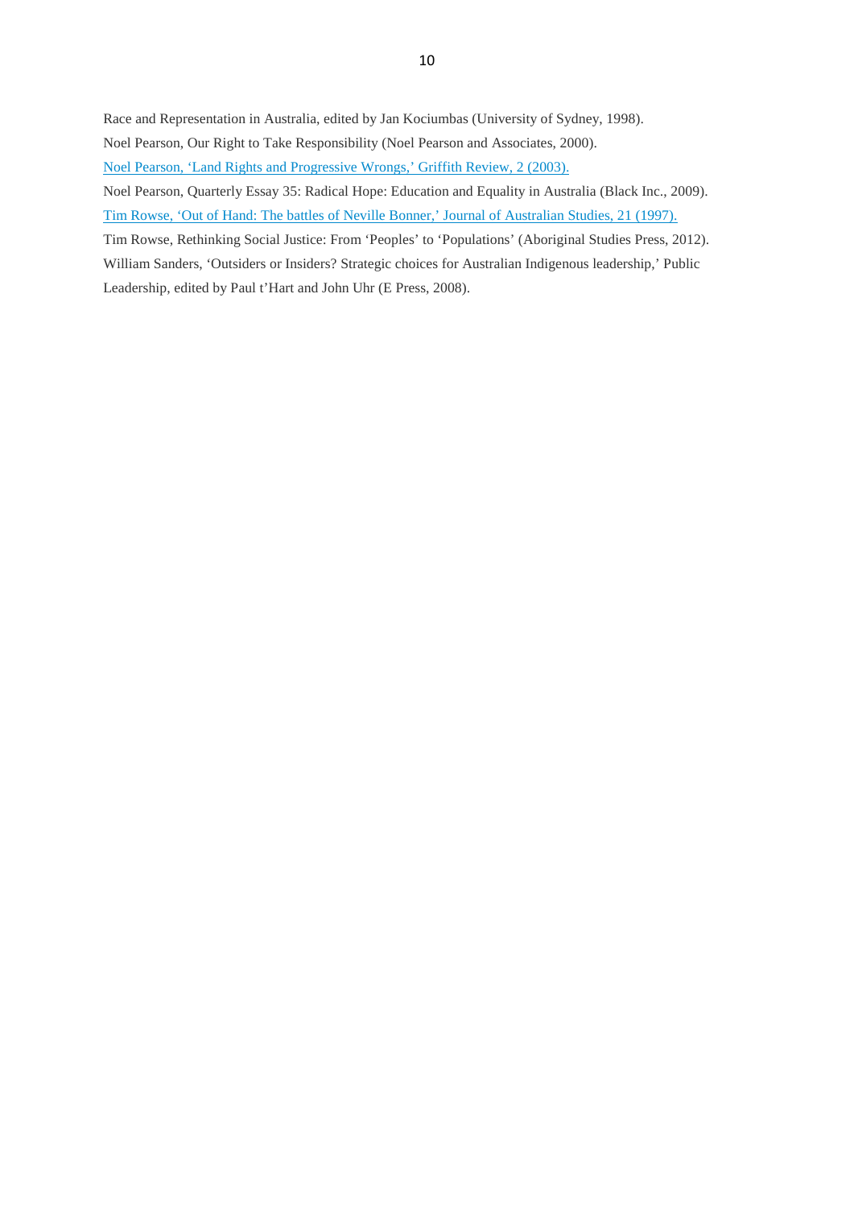Race and Representation in Australia, edited by Jan Kociumbas (University of Sydney, 1998).

Noel Pearson, Our Right to Take Responsibility (Noel Pearson and Associates, 2000).

Noel Pearson, 'Land Rights and Progressive Wrongs,' Griffith Review, 2 (2003).

Noel Pearson, Quarterly Essay 35: Radical Hope: Education and Equality in Australia (Black Inc., 2009).

Tim Rowse, 'Out of Hand: The battles of Neville Bonner,' Journal of Australian Studies, 21 (1997).

Tim Rowse, Rethinking Social Justice: From 'Peoples' to 'Populations' (Aboriginal Studies Press, 2012).

William Sanders, 'Outsiders or Insiders? Strategic choices for Australian Indigenous leadership,' Public Leadership, edited by Paul t'Hart and John Uhr (E Press, 2008).